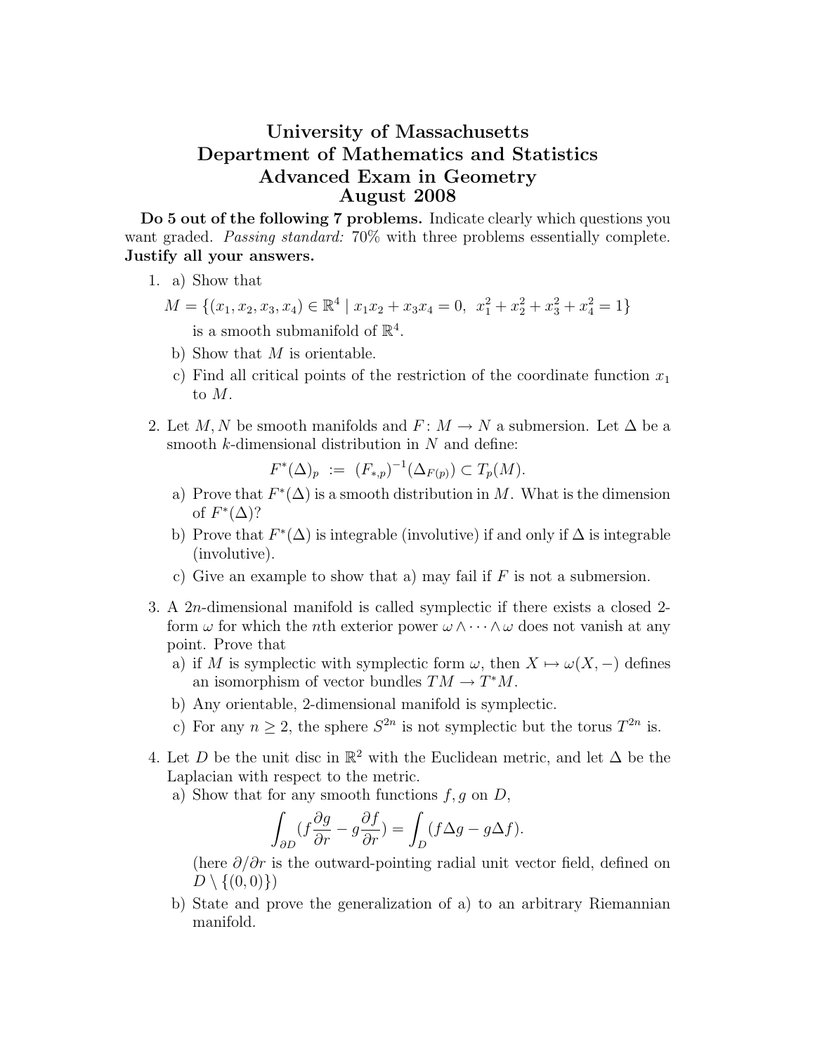# University of Massachusetts
# Department of Mathematics and Statistics
# Advanced Exam in Geometry
# August 2008

**Do 5 out of the following 7 problems.** Indicate clearly which questions you want graded. *Passing standard:* 70% with three problems essentially complete. **Justify all your answers.**

1. a) Show that

   $M = \{(x_1, x_2, x_3, x_4) \in \mathbb{R}^4 \mid x_1x_2 + x_3x_4 = 0,\ x_1^2 + x_2^2 + x_3^2 + x_4^2 = 1\}$

   is a smooth submanifold of $\mathbb{R}^4$.

   b) Show that $M$ is orientable.

   c) Find all critical points of the restriction of the coordinate function $x_1$ to $M$.

2. Let $M, N$ be smooth manifolds and $F\colon M \to N$ a submersion. Let $\Delta$ be a smooth $k$-dimensional distribution in $N$ and define:

   $$F^*(\Delta)_p \;:=\; (F_{*,p})^{-1}(\Delta_{F(p)}) \subset T_p(M).$$

   a) Prove that $F^*(\Delta)$ is a smooth distribution in $M$. What is the dimension of $F^*(\Delta)$?

   b) Prove that $F^*(\Delta)$ is integrable (involutive) if and only if $\Delta$ is integrable (involutive).

   c) Give an example to show that a) may fail if $F$ is not a submersion.

3. A $2n$-dimensional manifold is called symplectic if there exists a closed 2-form $\omega$ for which the $n$th exterior power $\omega \wedge \cdots \wedge \omega$ does not vanish at any point. Prove that

   a) if $M$ is symplectic with symplectic form $\omega$, then $X \mapsto \omega(X, -)$ defines an isomorphism of vector bundles $TM \to T^*M$.

   b) Any orientable, 2-dimensional manifold is symplectic.

   c) For any $n \geq 2$, the sphere $S^{2n}$ is not symplectic but the torus $T^{2n}$ is.

4. Let $D$ be the unit disc in $\mathbb{R}^2$ with the Euclidean metric, and let $\Delta$ be the Laplacian with respect to the metric.

   a) Show that for any smooth functions $f, g$ on $D$,

   $$\int_{\partial D} (f\frac{\partial g}{\partial r} - g\frac{\partial f}{\partial r}) = \int_D (f\Delta g - g\Delta f).$$

   (here $\partial/\partial r$ is the outward-pointing radial unit vector field, defined on $D \setminus \{(0,0)\}$)

   b) State and prove the generalization of a) to an arbitrary Riemannian manifold.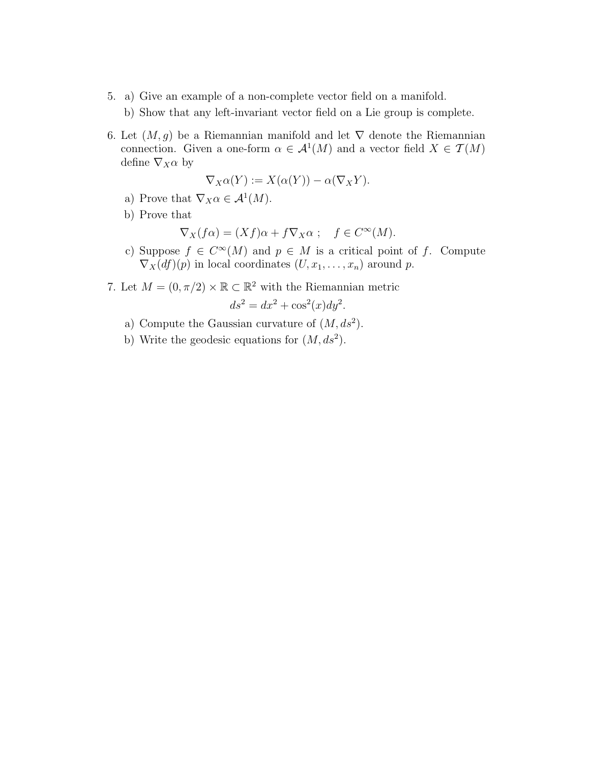5. a) Give an example of a non-complete vector field on a manifold.

   b) Show that any left-invariant vector field on a Lie group is complete.

6. Let $(M, g)$ be a Riemannian manifold and let $\nabla$ denote the Riemannian connection. Given a one-form $\alpha \in \mathcal{A}^1(M)$ and a vector field $X \in \mathcal{T}(M)$ define $\nabla_X \alpha$ by

$$\nabla_X \alpha(Y) := X(\alpha(Y)) - \alpha(\nabla_X Y).$$

   a) Prove that $\nabla_X \alpha \in \mathcal{A}^1(M)$.

   b) Prove that

$$\nabla_X(f\alpha) = (Xf)\alpha + f\nabla_X \alpha \; ; \quad f \in C^\infty(M).$$

   c) Suppose $f \in C^\infty(M)$ and $p \in M$ is a critical point of $f$. Compute $\nabla_X(df)(p)$ in local coordinates $(U, x_1, \ldots, x_n)$ around $p$.

7. Let $M = (0, \pi/2) \times \mathbb{R} \subset \mathbb{R}^2$ with the Riemannian metric

$$ds^2 = dx^2 + \cos^2(x) dy^2.$$

   a) Compute the Gaussian curvature of $(M, ds^2)$.

   b) Write the geodesic equations for $(M, ds^2)$.